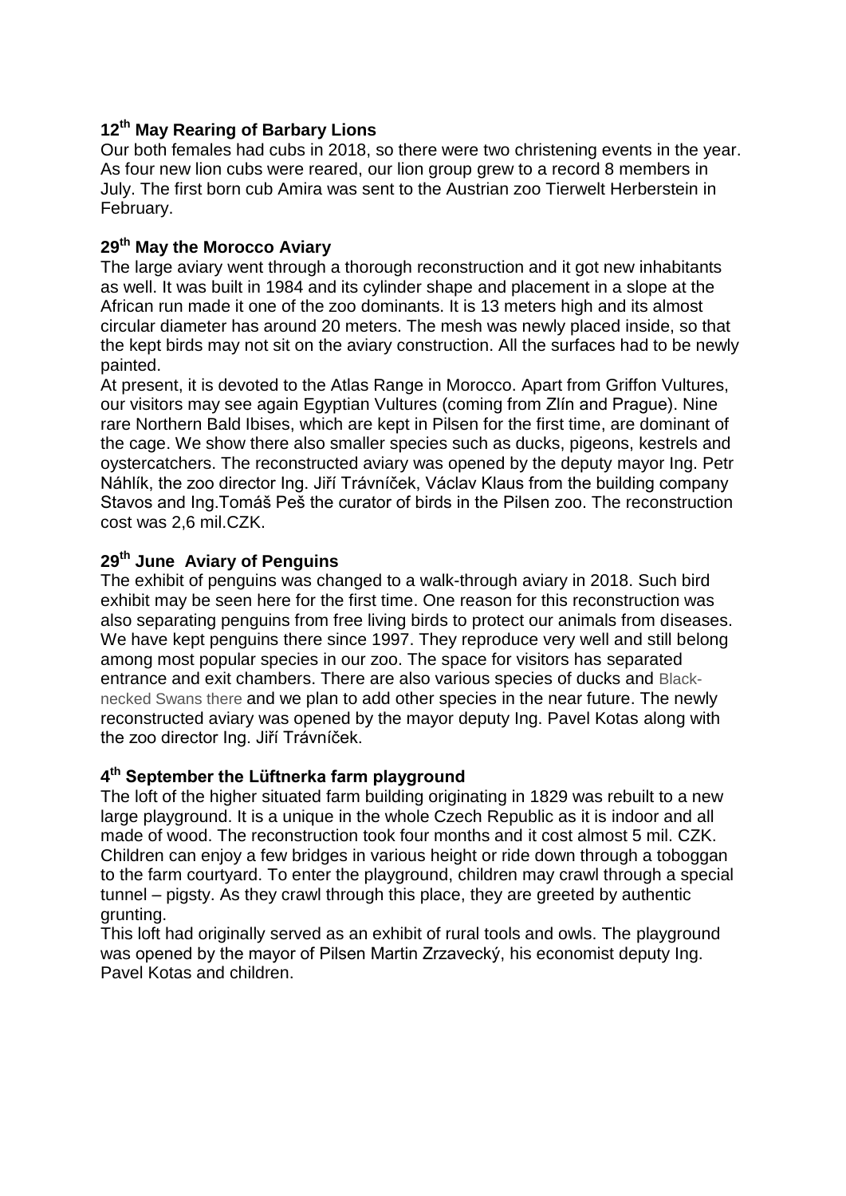### 12th May Rearing of Barbary Lions

Our both females had cubs in 2018, so there were two christening events in the year. As four new lion cubs were reared, our lion group grew to a record 8 members in July. The first born cub Amira was sent to the Austrian zoo Tierwelt Herberstein in February.

### 29th May the Morocco Aviary

The large aviary went through a thorough reconstruction and it got new inhabitants as well. It was built in 1984 and its cylinder shape and placement in a slope at the African run made it one of the zoo dominants. It is 13 meters high and its almost circular diameter has around 20 meters. The mesh was newly placed inside, so that the kept birds may not sit on the aviary construction. All the surfaces had to be newly painted.

At present, it is devoted to the Atlas Range in Morocco. Apart from Griffon Vultures, our visitors may see again Egyptian Vultures (coming from Zlín and Prague). Nine rare Northern Bald Ibises, which are kept in Pilsen for the first time, are dominant of the cage. We show there also smaller species such as ducks, pigeons, kestrels and oystercatchers. The reconstructed aviary was opened by the deputy mayor Ing. Petr Náhlík, the zoo director Ing. Jiří Trávníček, Václav Klaus from the building company Stavos and Ing.Tomáš Peš the curator of birds in the Pilsen zoo. The reconstruction cost was 2,6 mil.CZK.

### 29th June Aviary of Penguins

The exhibit of penguins was changed to a walk-through aviary in 2018. Such bird exhibit may be seen here for the first time. One reason for this reconstruction was also separating penguins from free living birds to protect our animals from diseases. We have kept penguins there since 1997. They reproduce very well and still belong among most popular species in our zoo. The space for visitors has separated entrance and exit chambers. There are also various species of ducks and Black-necked Swans there and we plan to add other species in the near future. The newly reconstructed aviary was opened by the mayor deputy Ing. Pavel Kotas along with the zoo director Ing. Jiří Trávníček.

### 4th September the Lüftnerka farm playground

The loft of the higher situated farm building originating in 1829 was rebuilt to a new large playground. It is a unique in the whole Czech Republic as it is indoor and all made of wood. The reconstruction took four months and it cost almost 5 mil. CZK. Children can enjoy a few bridges in various height or ride down through a toboggan to the farm courtyard. To enter the playground, children may crawl through a special tunnel – pigsty. As they crawl through this place, they are greeted by authentic grunting.

This loft had originally served as an exhibit of rural tools and owls. The playground was opened by the mayor of Pilsen Martin Zrzavecký, his economist deputy Ing. Pavel Kotas and children.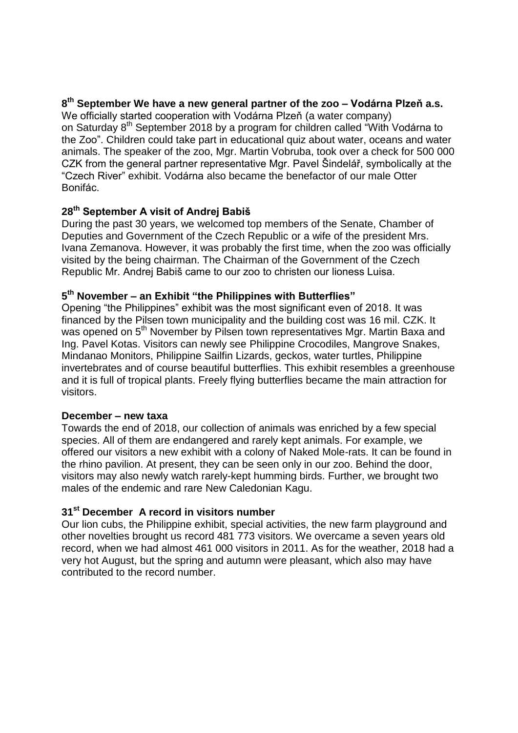**8th September We have a new general partner of the zoo – Vodárna Plzeň a.s.**
We officially started cooperation with Vodárna Plzeň (a water company) on Saturday 8th September 2018 by a program for children called "With Vodárna to the Zoo". Children could take part in educational quiz about water, oceans and water animals. The speaker of the zoo, Mgr. Martin Vobruba, took over a check for 500 000 CZK from the general partner representative Mgr. Pavel Šindelář, symbolically at the "Czech River" exhibit. Vodárna also became the benefactor of our male Otter Bonifác.

**28th September A visit of Andrej Babiš**
During the past 30 years, we welcomed top members of the Senate, Chamber of Deputies and Government of the Czech Republic or a wife of the president Mrs. Ivana Zemanova. However, it was probably the first time, when the zoo was officially visited by the being chairman. The Chairman of the Government of the Czech Republic Mr. Andrej Babiš came to our zoo to christen our lioness Luisa.

**5th November – an Exhibit "the Philippines with Butterflies"**
Opening "the Philippines" exhibit was the most significant even of 2018. It was financed by the Pilsen town municipality and the building cost was 16 mil. CZK. It was opened on 5th November by Pilsen town representatives Mgr. Martin Baxa and Ing. Pavel Kotas. Visitors can newly see Philippine Crocodiles, Mangrove Snakes, Mindanao Monitors, Philippine Sailfin Lizards, geckos, water turtles, Philippine invertebrates and of course beautiful butterflies. This exhibit resembles a greenhouse and it is full of tropical plants. Freely flying butterflies became the main attraction for visitors.

**December – new taxa**
Towards the end of 2018, our collection of animals was enriched by a few special species. All of them are endangered and rarely kept animals. For example, we offered our visitors a new exhibit with a colony of Naked Mole-rats. It can be found in the rhino pavilion. At present, they can be seen only in our zoo. Behind the door, visitors may also newly watch rarely-kept humming birds. Further, we brought two males of the endemic and rare New Caledonian Kagu.

**31st December A record in visitors number**
Our lion cubs, the Philippine exhibit, special activities, the new farm playground and other novelties brought us record 481 773 visitors. We overcame a seven years old record, when we had almost 461 000 visitors in 2011. As for the weather, 2018 had a very hot August, but the spring and autumn were pleasant, which also may have contributed to the record number.